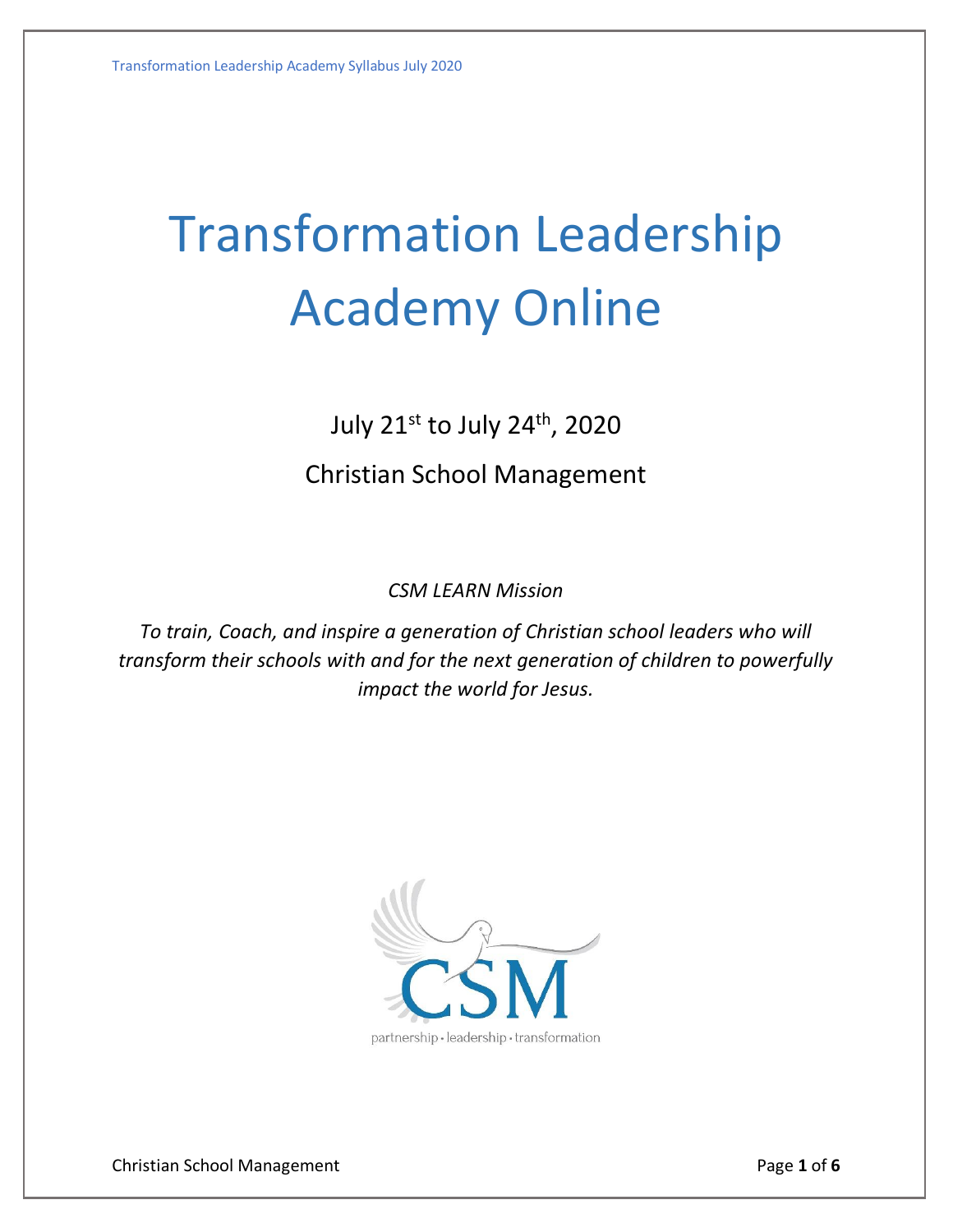# Transformation Leadership Academy Online

July 21st to July 24th, 2020

Christian School Management

*CSM LEARN Mission*

*To train, Coach, and inspire a generation of Christian school leaders who will transform their schools with and for the next generation of children to powerfully impact the world for Jesus.*

CSM

partnership · leadership · transformation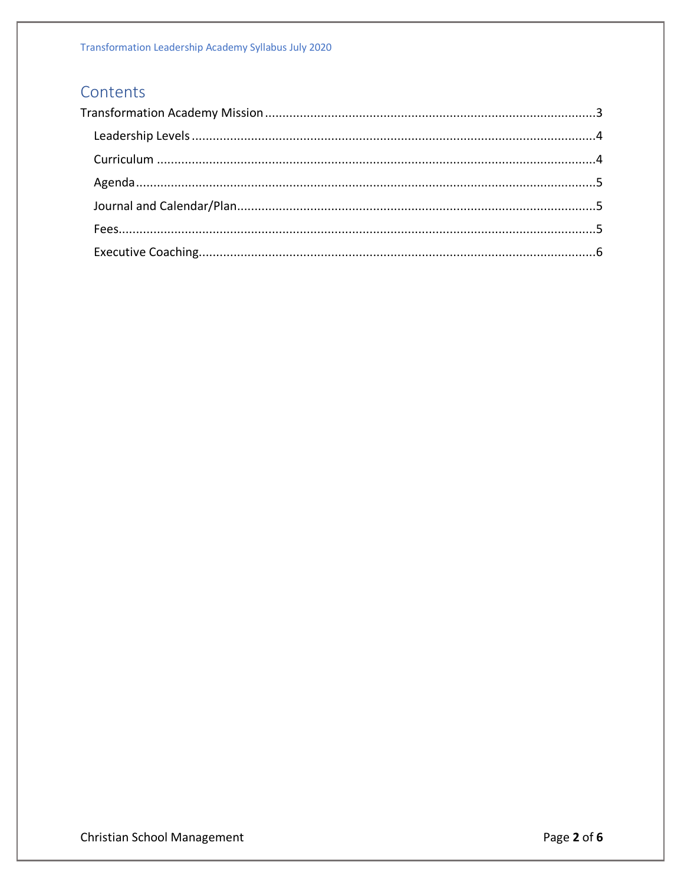# Contents

- Transformation Academy Mission ........ 3
  - Leadership Levels ........ 4
  - Curriculum ........ 4
  - Agenda ........ 5
  - Journal and Calendar/Plan ........ 5
  - Fees ........ 5
  - Executive Coaching ........ 6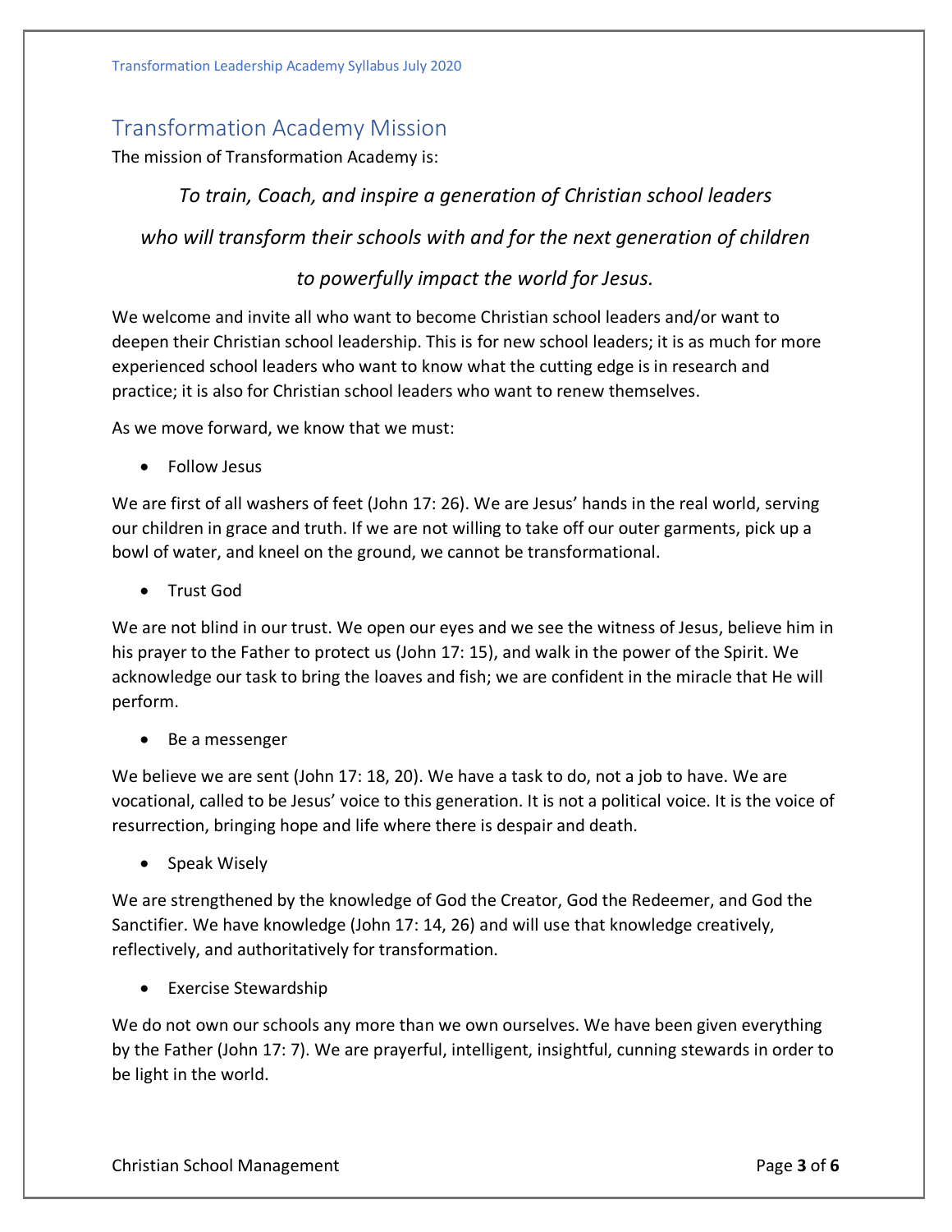## Transformation Academy Mission

The mission of Transformation Academy is:

*To train, Coach, and inspire a generation of Christian school leaders*

*who will transform their schools with and for the next generation of children*

*to powerfully impact the world for Jesus.*

We welcome and invite all who want to become Christian school leaders and/or want to deepen their Christian school leadership. This is for new school leaders; it is as much for more experienced school leaders who want to know what the cutting edge is in research and practice; it is also for Christian school leaders who want to renew themselves.

As we move forward, we know that we must:

- Follow Jesus

We are first of all washers of feet (John 17: 26). We are Jesus' hands in the real world, serving our children in grace and truth. If we are not willing to take off our outer garments, pick up a bowl of water, and kneel on the ground, we cannot be transformational.

- Trust God

We are not blind in our trust. We open our eyes and we see the witness of Jesus, believe him in his prayer to the Father to protect us (John 17: 15), and walk in the power of the Spirit. We acknowledge our task to bring the loaves and fish; we are confident in the miracle that He will perform.

- Be a messenger

We believe we are sent (John 17: 18, 20). We have a task to do, not a job to have. We are vocational, called to be Jesus' voice to this generation. It is not a political voice. It is the voice of resurrection, bringing hope and life where there is despair and death.

- Speak Wisely

We are strengthened by the knowledge of God the Creator, God the Redeemer, and God the Sanctifier. We have knowledge (John 17: 14, 26) and will use that knowledge creatively, reflectively, and authoritatively for transformation.

- Exercise Stewardship

We do not own our schools any more than we own ourselves. We have been given everything by the Father (John 17: 7). We are prayerful, intelligent, insightful, cunning stewards in order to be light in the world.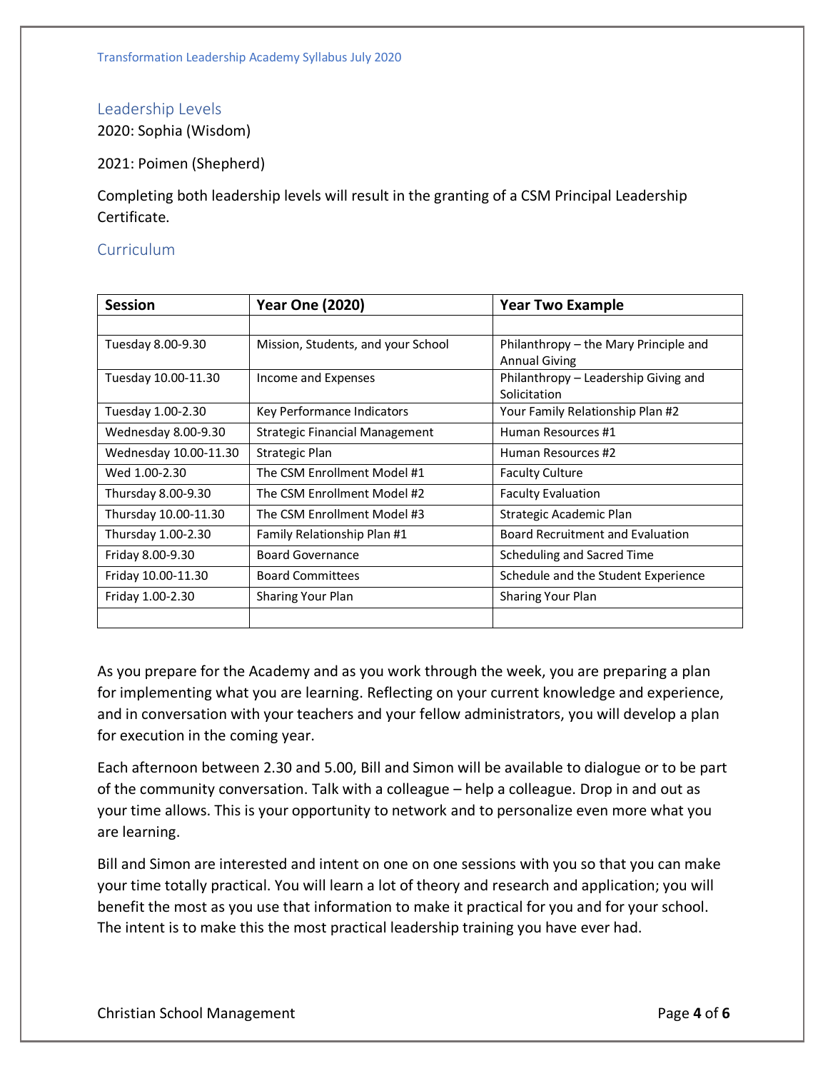## Leadership Levels

2020: Sophia (Wisdom)

2021: Poimen (Shepherd)

Completing both leadership levels will result in the granting of a CSM Principal Leadership Certificate.

## Curriculum

| Session | Year One (2020) | Year Two Example |
|---|---|---|
| | | |
| Tuesday 8.00-9.30 | Mission, Students, and your School | Philanthropy – the Mary Principle and Annual Giving |
| Tuesday 10.00-11.30 | Income and Expenses | Philanthropy – Leadership Giving and Solicitation |
| Tuesday 1.00-2.30 | Key Performance Indicators | Your Family Relationship Plan #2 |
| Wednesday 8.00-9.30 | Strategic Financial Management | Human Resources #1 |
| Wednesday 10.00-11.30 | Strategic Plan | Human Resources #2 |
| Wed 1.00-2.30 | The CSM Enrollment Model #1 | Faculty Culture |
| Thursday 8.00-9.30 | The CSM Enrollment Model #2 | Faculty Evaluation |
| Thursday 10.00-11.30 | The CSM Enrollment Model #3 | Strategic Academic Plan |
| Thursday 1.00-2.30 | Family Relationship Plan #1 | Board Recruitment and Evaluation |
| Friday 8.00-9.30 | Board Governance | Scheduling and Sacred Time |
| Friday 10.00-11.30 | Board Committees | Schedule and the Student Experience |
| Friday 1.00-2.30 | Sharing Your Plan | Sharing Your Plan |
| | | |

As you prepare for the Academy and as you work through the week, you are preparing a plan for implementing what you are learning. Reflecting on your current knowledge and experience, and in conversation with your teachers and your fellow administrators, you develop a plan for execution in the coming year.

Each afternoon between 2.30 and 5.00, Bill and Simon will be available to dialogue or to be part of the community conversation. Talk with a colleague – help a colleague. Drop in and out as your time allows. This is your opportunity to network and to personalize even more what you are learning.

Bill and Simon are interested and intent on one on one sessions with you so that you can make your time totally practical. You will learn a lot of theory and research and application; you will benefit the most as you use that information to make it practical for you and for your school. The intent is to make this the most practical leadership training you have ever had.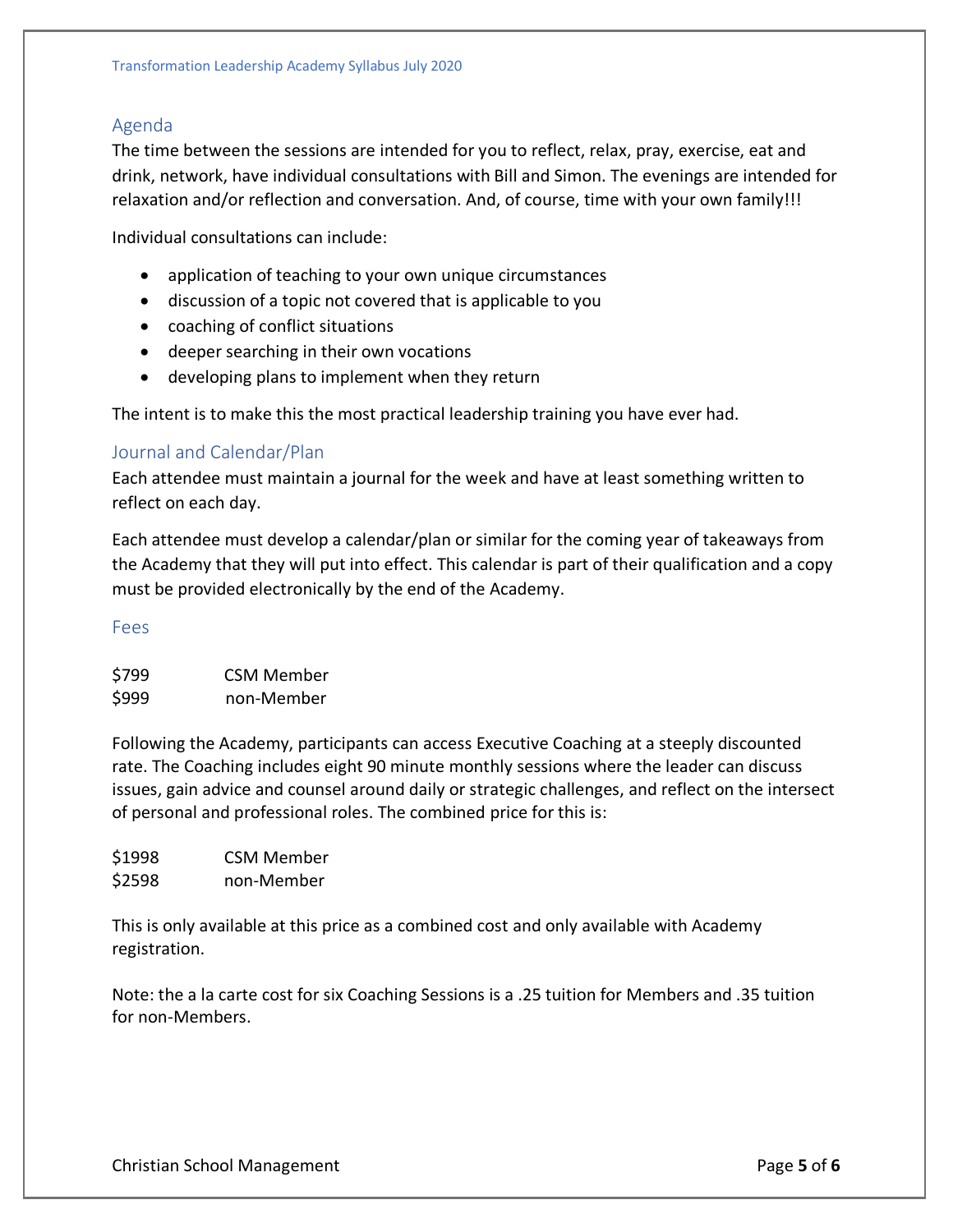## Agenda

The time between the sessions are intended for you to reflect, relax, pray, exercise, eat and drink, network, have individual consultations with Bill and Simon. The evenings are intended for relaxation and/or reflection and conversation. And, of course, time with your own family!!!

Individual consultations can include:

- application of teaching to your own unique circumstances
- discussion of a topic not covered that is applicable to you
- coaching of conflict situations
- deeper searching in their own vocations
- developing plans to implement when they return

The intent is to make this the most practical leadership training you have ever had.

## Journal and Calendar/Plan

Each attendee must maintain a journal for the week and have at least something written to reflect on each day.

Each attendee must develop a calendar/plan or similar for the coming year of takeaways from the Academy that they will put into effect. This calendar is part of their qualification and a copy must be provided electronically by the end of the Academy.

## Fees

| | |
|---|---|
| $799 | CSM Member |
| $999 | non-Member |

Following the Academy, participants can access Executive Coaching at a steeply discounted rate. The Coaching includes eight 90 minute monthly sessions where the leader can discuss issues, gain advice and counsel around daily or strategic challenges, and reflect on the intersect of personal and professional roles. The combined price for this is:

| | |
|---|---|
| $1998 | CSM Member |
| $2598 | non-Member |

This is only available at this price as a combined cost and only available with Academy registration.

Note: the a la carte cost for six Coaching Sessions is a .25 tuition for Members and .35 tuition for non-Members.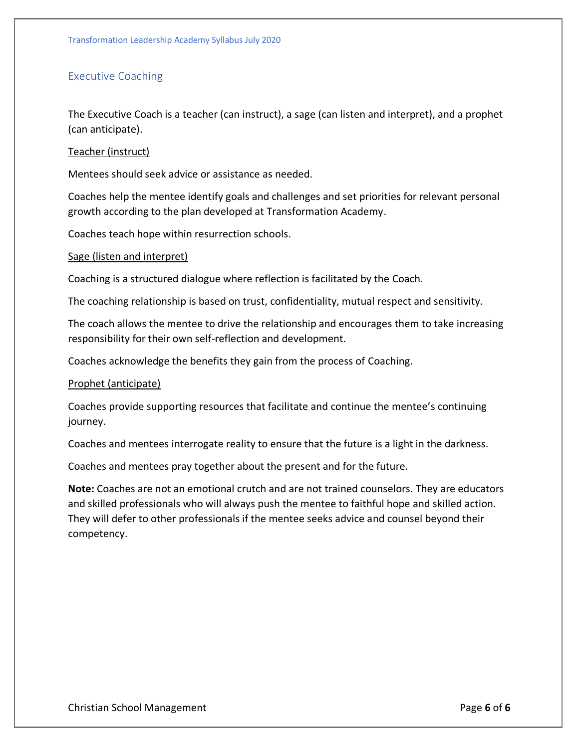## Executive Coaching

The Executive Coach is a teacher (can instruct), a sage (can listen and interpret), and a prophet (can anticipate).

<u>Teacher (instruct)</u>

Mentees should seek advice or assistance as needed.

Coaches help the mentee identify goals and challenges and set priorities for relevant personal growth according to the plan developed at Transformation Academy.

Coaches teach hope within resurrection schools.

<u>Sage (listen and interpret)</u>

Coaching is a structured dialogue where reflection is facilitated by the Coach.

The coaching relationship is based on trust, confidentiality, mutual respect and sensitivity.

The coach allows the mentee to drive the relationship and encourages them to take increasing responsibility for their own self-reflection and development.

Coaches acknowledge the benefits they gain from the process of Coaching.

<u>Prophet (anticipate)</u>

Coaches provide supporting resources that facilitate and continue the mentee's continuing journey.

Coaches and mentees interrogate reality to ensure that the future is a light in the darkness.

Coaches and mentees pray together about the present and for the future.

**Note:** Coaches are not an emotional crutch and are not trained counselors. They are educators and skilled professionals who will always push the mentee to faithful hope and skilled action. They will defer to other professionals if the mentee seeks advice and counsel beyond their competency.